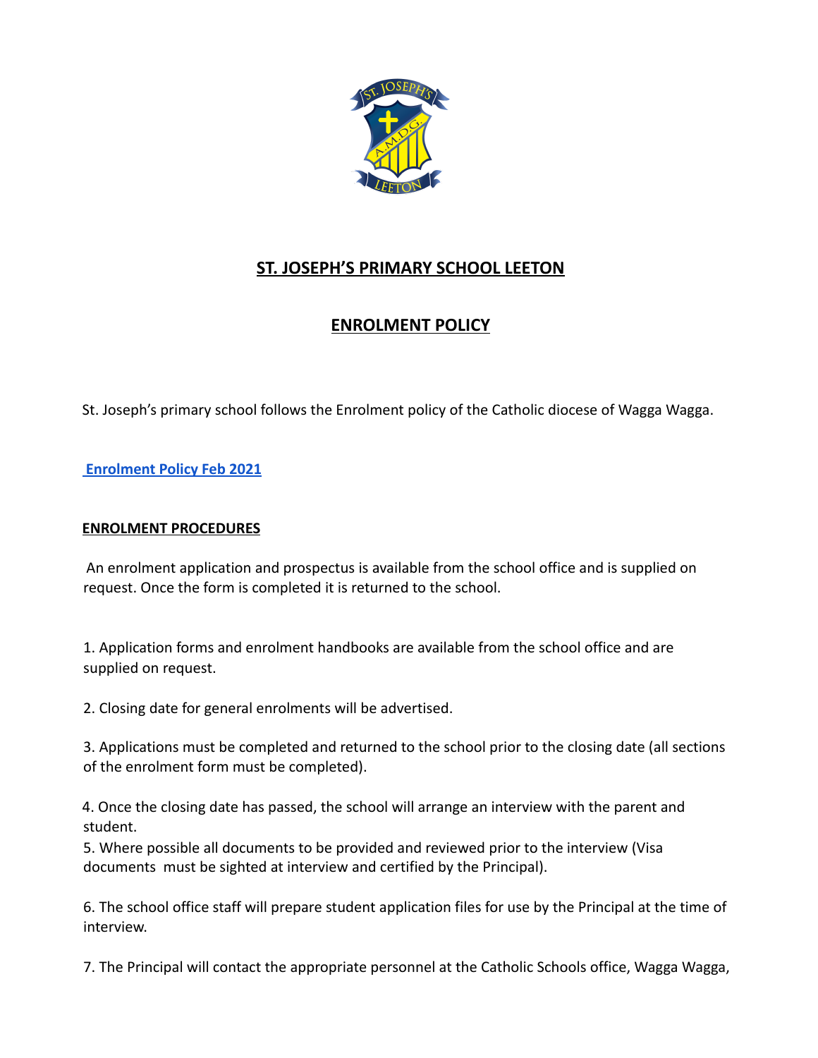# ST. JOSEPH'S PRIMARY SCHOOL LEETON

## ENROLMENT POLICY

St. Joseph's primary school follows the Enrolment policy of the Catholic diocese of Wagga Wagga.

**Enrolment Policy Feb 2021**

### ENROLMENT PROCEDURES

An enrolment application and prospectus is available from the school office and is supplied on request. Once the form is completed it is returned to the school.

1. Application forms and enrolment handbooks are available from the school office and are supplied on request.

2. Closing date for general enrolments will be advertised.

3. Applications must be completed and returned to the school prior to the closing date (all sections of the enrolment form must be completed).

4. Once the closing date has passed, the school will arrange an interview with the parent and student.

5. Where possible all documents to be provided and reviewed prior to the interview (Visa documents must be sighted at interview and certified by the Principal).

6. The school office staff will prepare student application files for use by the Principal at the time of interview.

7. The Principal will contact the appropriate personnel at the Catholic Schools office, Wagga Wagga,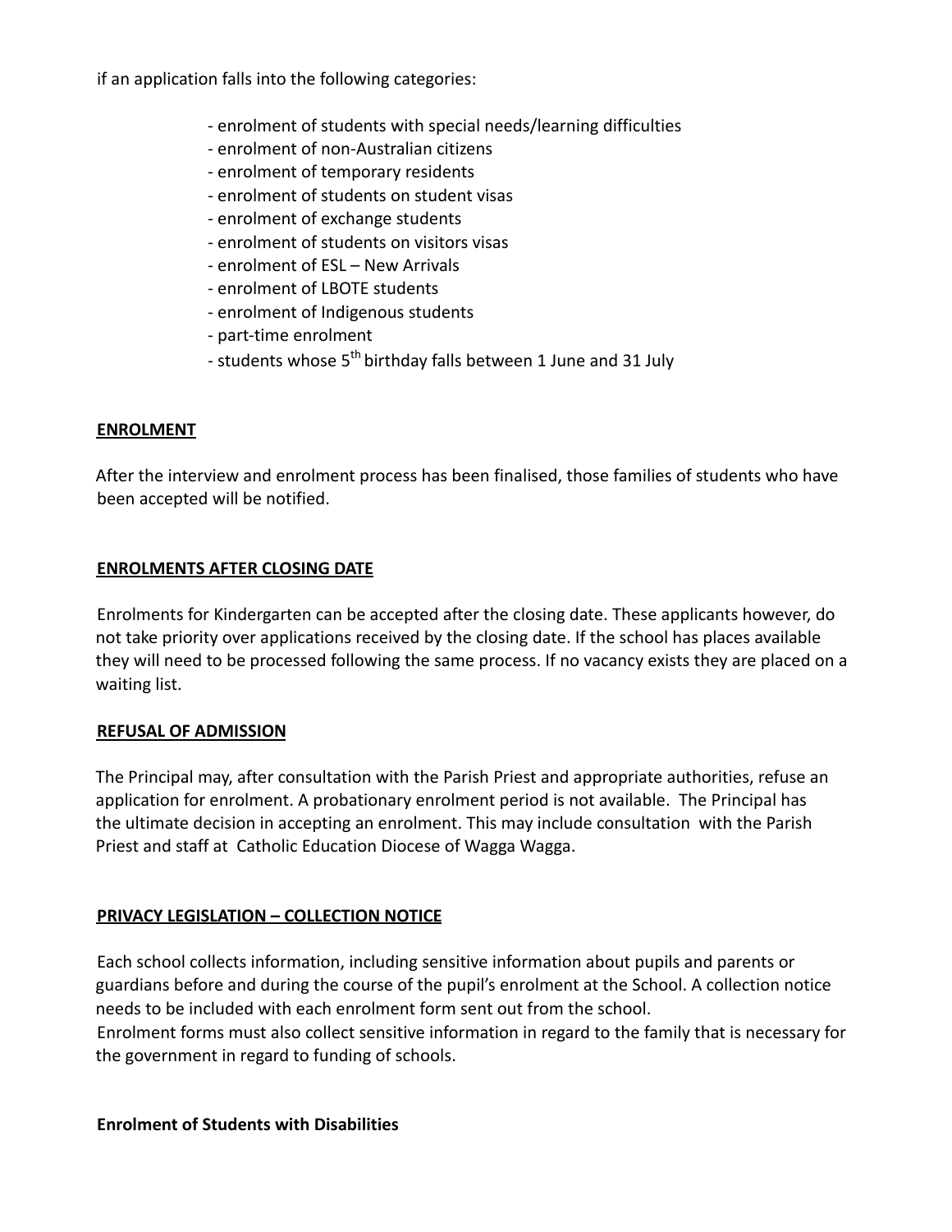if an application falls into the following categories:

- enrolment of students with special needs/learning difficulties
- enrolment of non-Australian citizens
- enrolment of temporary residents
- enrolment of students on student visas
- enrolment of exchange students
- enrolment of students on visitors visas
- enrolment of ESL – New Arrivals
- enrolment of LBOTE students
- enrolment of Indigenous students
- part-time enrolment
- students whose 5th birthday falls between 1 June and 31 July

## ENROLMENT

After the interview and enrolment process has been finalised, those families of students who have been accepted will be notified.

## ENROLMENTS AFTER CLOSING DATE

Enrolments for Kindergarten can be accepted after the closing date. These applicants however, do not take priority over applications received by the closing date. If the school has places available they will need to be processed following the same process. If no vacancy exists they are placed on a waiting list.

## REFUSAL OF ADMISSION

The Principal may, after consultation with the Parish Priest and appropriate authorities, refuse an application for enrolment. A probationary enrolment period is not available. The Principal has the ultimate decision in accepting an enrolment. This may include consultation with the Parish Priest and staff at Catholic Education Diocese of Wagga Wagga.

## PRIVACY LEGISLATION – COLLECTION NOTICE

Each school collects information, including sensitive information about pupils and parents or guardians before and during the course of the pupil's enrolment at the School. A collection notice needs to be included with each enrolment form sent out from the school.
Enrolment forms must also collect sensitive information in regard to the family that is necessary for the government in regard to funding of schools.

**Enrolment of Students with Disabilities**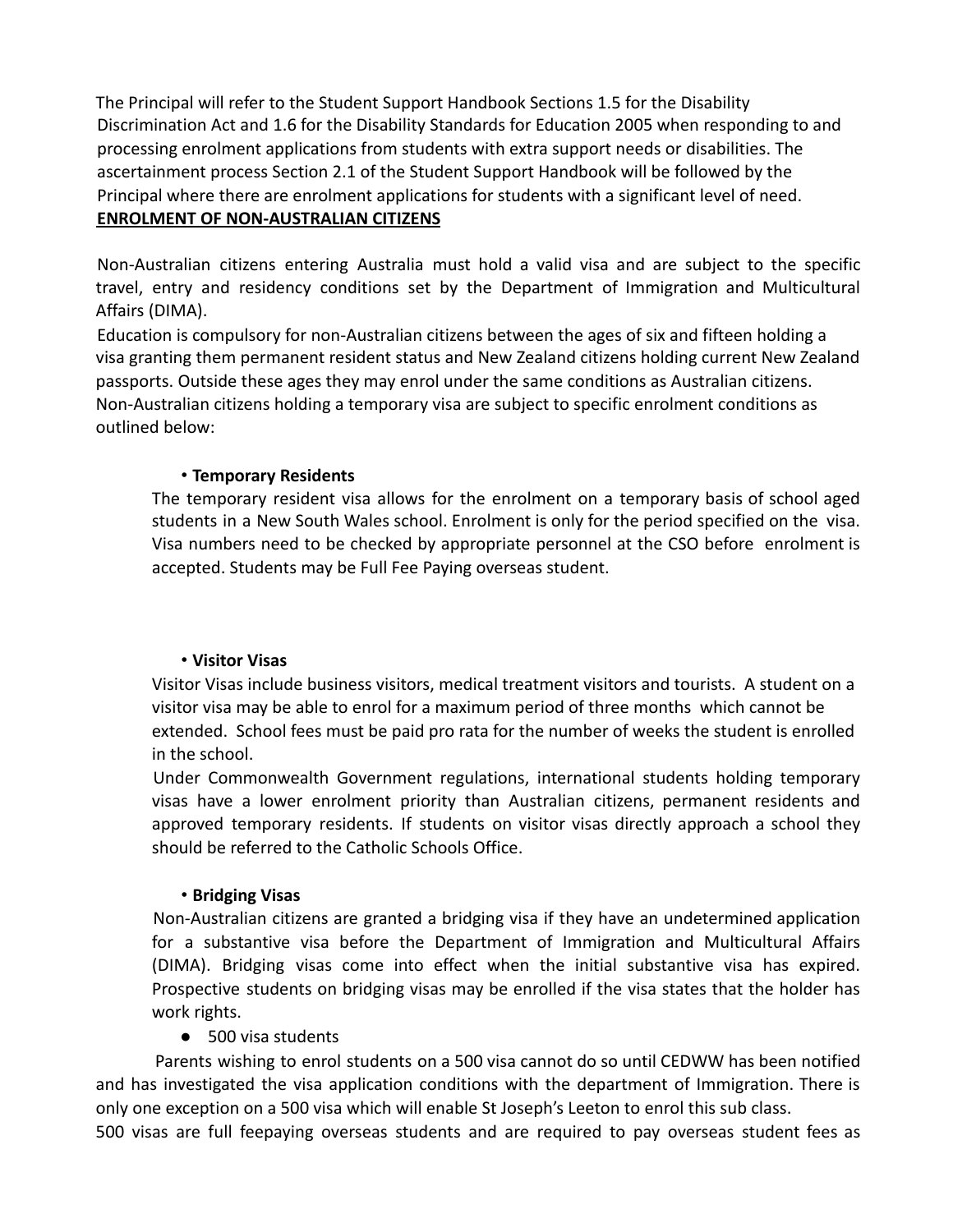The Principal will refer to the Student Support Handbook Sections 1.5 for the Disability Discrimination Act and 1.6 for the Disability Standards for Education 2005 when responding to and processing enrolment applications from students with extra support needs or disabilities. The ascertainment process Section 2.1 of the Student Support Handbook will be followed by the Principal where there are enrolment applications for students with a significant level of need.

**ENROLMENT OF NON-AUSTRALIAN CITIZENS**

Non-Australian citizens entering Australia must hold a valid visa and are subject to the specific travel, entry and residency conditions set by the Department of Immigration and Multicultural Affairs (DIMA).

Education is compulsory for non-Australian citizens between the ages of six and fifteen holding a visa granting them permanent resident status and New Zealand citizens holding current New Zealand passports. Outside these ages they may enrol under the same conditions as Australian citizens. Non-Australian citizens holding a temporary visa are subject to specific enrolment conditions as outlined below:

- **Temporary Residents**

  The temporary resident visa allows for the enrolment on a temporary basis of school aged students in a New South Wales school. Enrolment is only for the period specified on the visa. Visa numbers need to be checked by appropriate personnel at the CSO before enrolment is accepted. Students may be Full Fee Paying overseas student.

- **Visitor Visas**

  Visitor Visas include business visitors, medical treatment visitors and tourists. A student on a visitor visa may be able to enrol for a maximum period of three months which cannot be extended. School fees must be paid pro rata for the number of weeks the student is enrolled in the school.

  Under Commonwealth Government regulations, international students holding temporary visas have a lower enrolment priority than Australian citizens, permanent residents and approved temporary residents. If students on visitor visas directly approach a school they should be referred to the Catholic Schools Office.

- **Bridging Visas**

  Non-Australian citizens are granted a bridging visa if they have an undetermined application for a substantive visa before the Department of Immigration and Multicultural Affairs (DIMA). Bridging visas come into effect when the initial substantive visa has expired. Prospective students on bridging visas may be enrolled if the visa states that the holder has work rights.

- 500 visa students

Parents wishing to enrol students on a 500 visa cannot do so until CEDWW has been notified and has investigated the visa application conditions with the department of Immigration. There is only one exception on a 500 visa which will enable St Joseph's Leeton to enrol this sub class.

500 visas are full feepaying overseas students and are required to pay overseas student fees as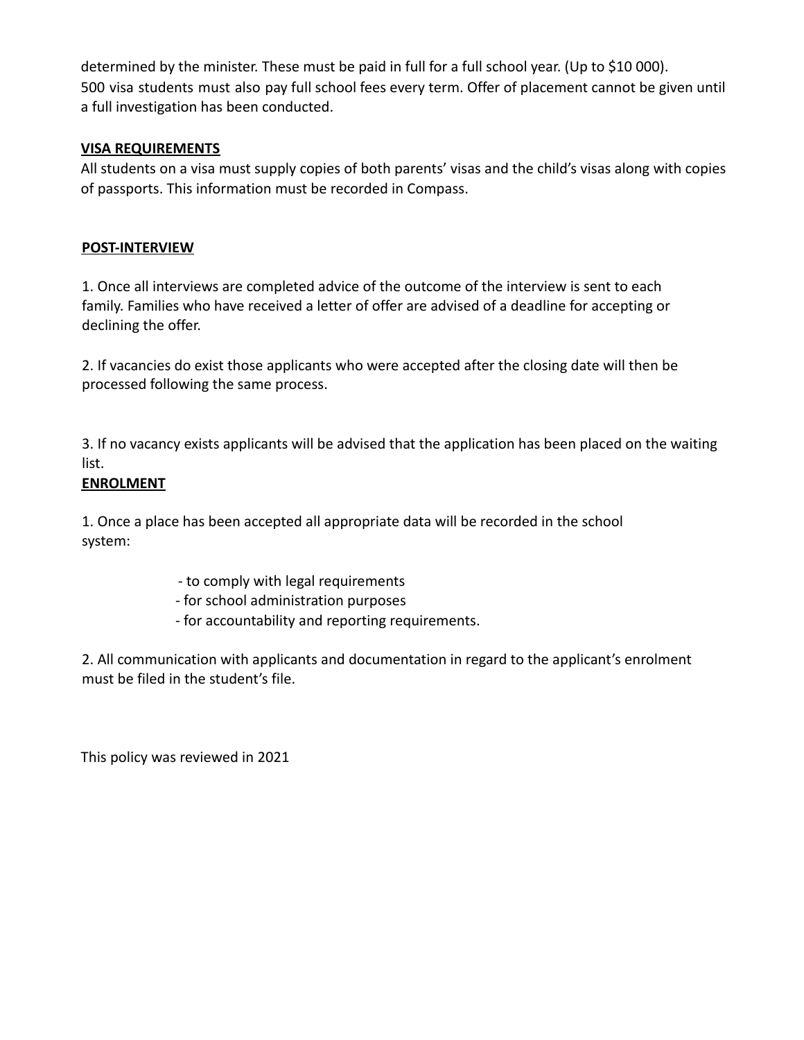determined by the minister. These must be paid in full for a full school year. (Up to $10 000).
500 visa students must also pay full school fees every term. Offer of placement cannot be given until a full investigation has been conducted.

**VISA REQUIREMENTS**

All students on a visa must supply copies of both parents' visas and the child's visas along with copies of passports. This information must be recorded in Compass.

**POST-INTERVIEW**

1. Once all interviews are completed advice of the outcome of the interview is sent to each family. Families who have received a letter of offer are advised of a deadline for accepting or declining the offer.

2. If vacancies do exist those applicants who were accepted after the closing date will then be processed following the same process.

3. If no vacancy exists applicants will be advised that the application has been placed on the waiting list.

**ENROLMENT**

1. Once a place has been accepted all appropriate data will be recorded in the school system:

- to comply with legal requirements
- for school administration purposes
- for accountability and reporting requirements.

2. All communication with applicants and documentation in regard to the applicant's enrolment must be filed in the student's file.

This policy was reviewed in 2021